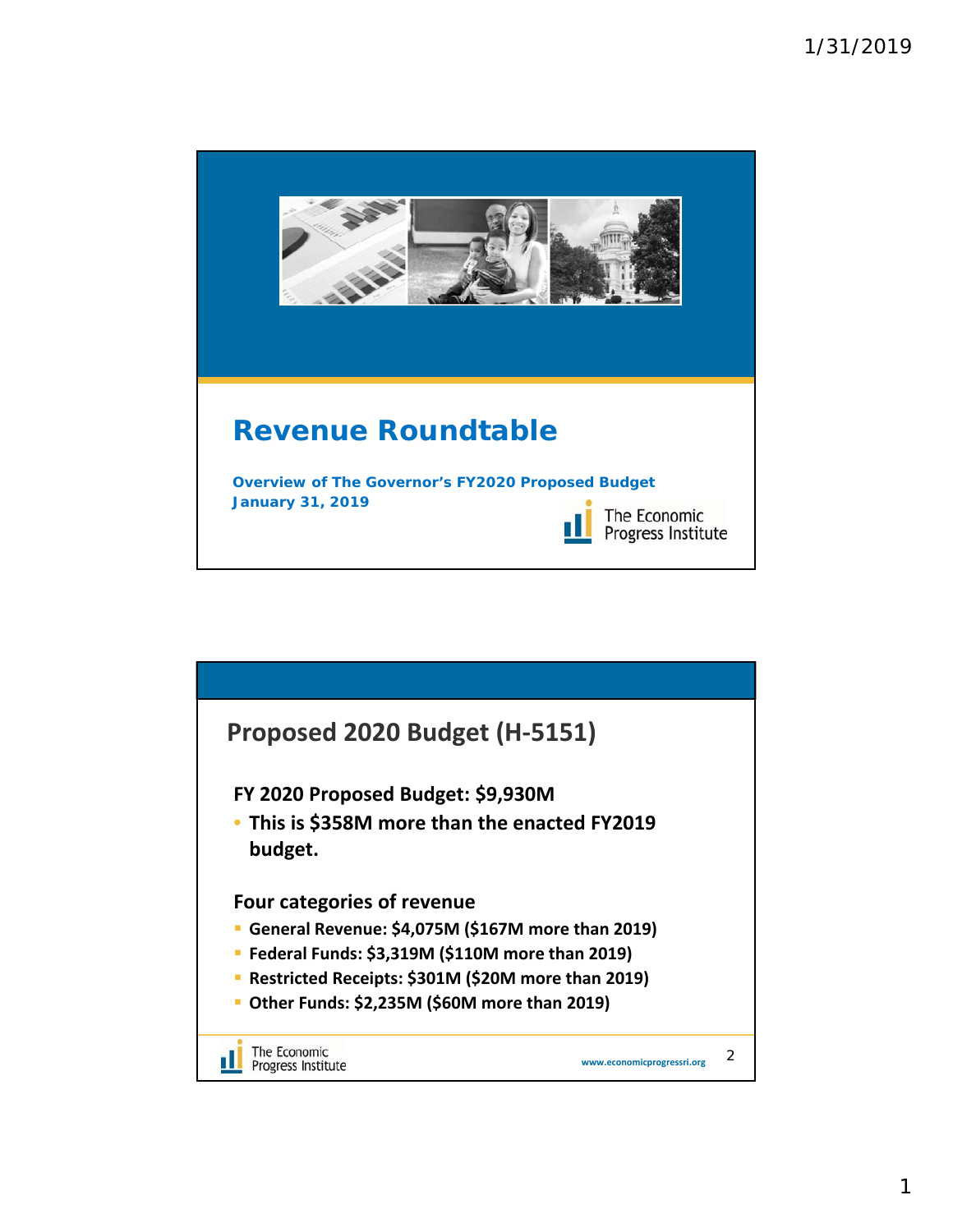# Revenue Roundtable

**Overview of The Governor's FY2020 Proposed Budget**
**January 31, 2019**

The Economic Progress Institute

## Proposed 2020 Budget (H-5151)

**FY 2020 Proposed Budget: $9,930M**

- **This is $358M more than the enacted FY2019 budget.**

**Four categories of revenue**

- **General Revenue: $4,075M ($167M more than 2019)**
- **Federal Funds: $3,319M ($110M more than 2019)**
- **Restricted Receipts: $301M ($20M more than 2019)**
- **Other Funds: $2,235M ($60M more than 2019)**

The Economic Progress Institute

www.economicprogressri.org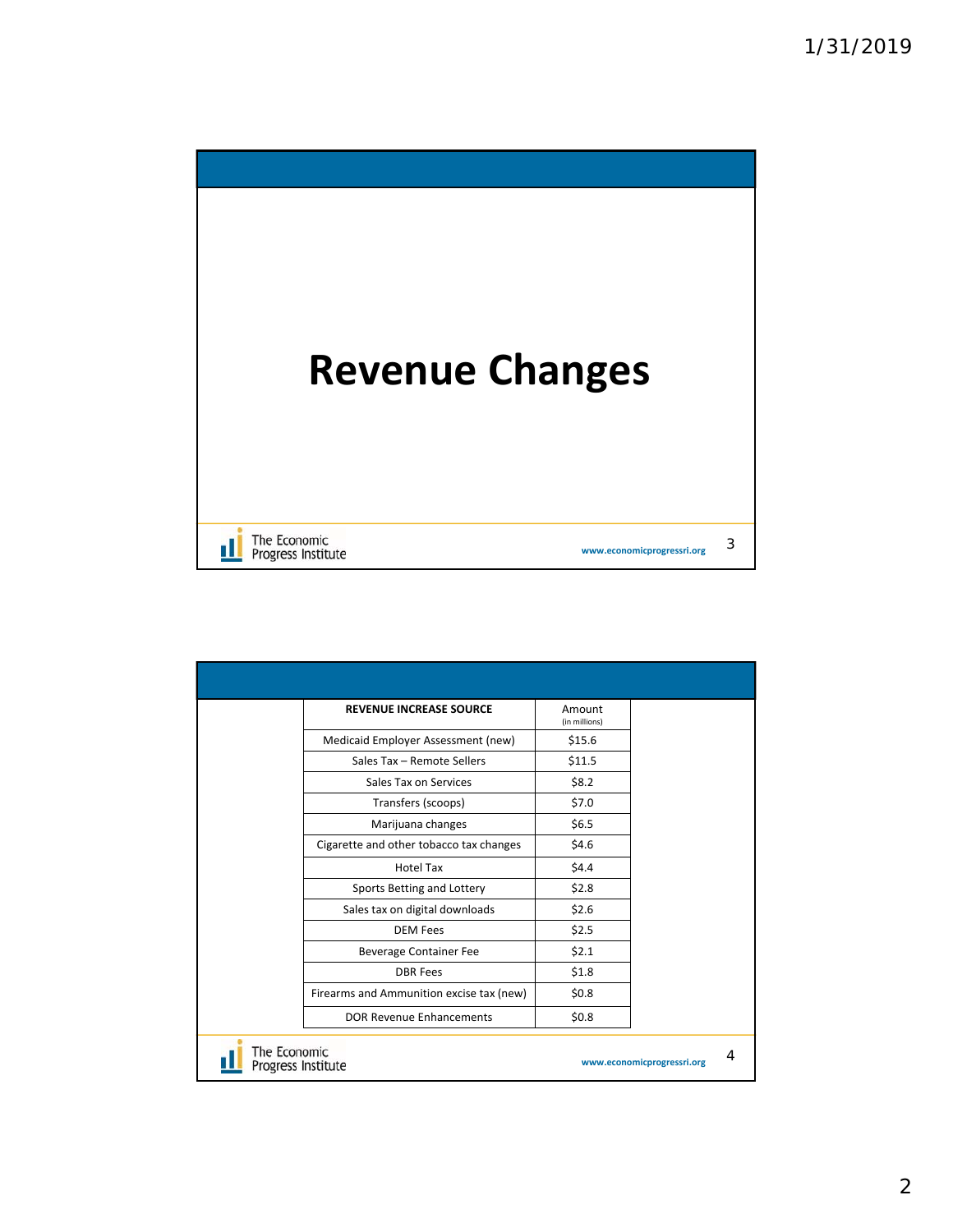# Revenue Changes

| REVENUE INCREASE SOURCE | Amount (in millions) |
| --- | --- |
| Medicaid Employer Assessment (new) | $15.6 |
| Sales Tax – Remote Sellers | $11.5 |
| Sales Tax on Services | $8.2 |
| Transfers (scoops) | $7.0 |
| Marijuana changes | $6.5 |
| Cigarette and other tobacco tax changes | $4.6 |
| Hotel Tax | $4.4 |
| Sports Betting and Lottery | $2.8 |
| Sales tax on digital downloads | $2.6 |
| DEM Fees | $2.5 |
| Beverage Container Fee | $2.1 |
| DBR Fees | $1.8 |
| Firearms and Ammunition excise tax (new) | $0.8 |
| DOR Revenue Enhancements | $0.8 |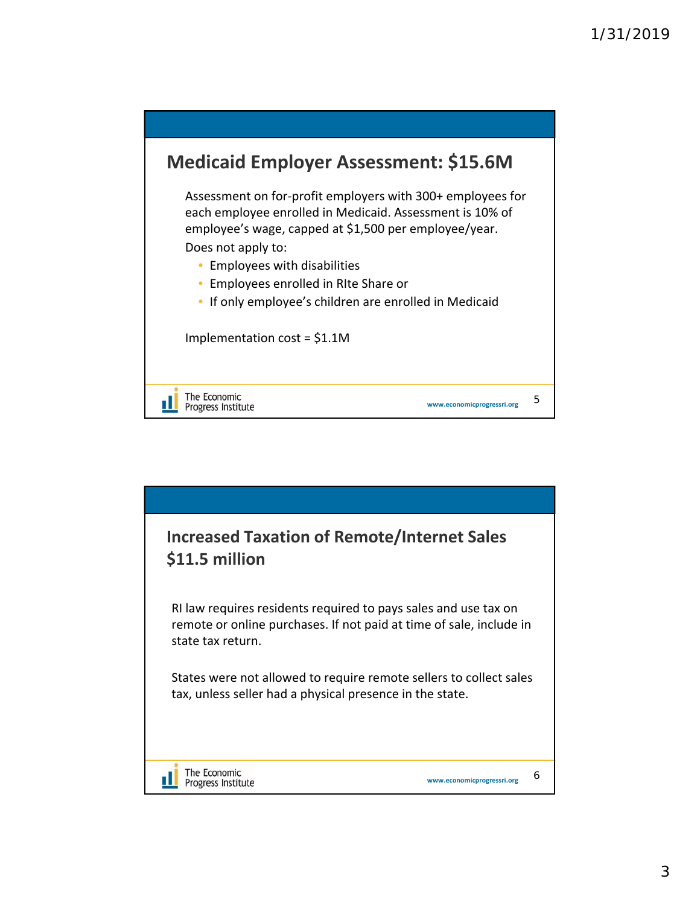## Medicaid Employer Assessment: $15.6M

Assessment on for-profit employers with 300+ employees for each employee enrolled in Medicaid. Assessment is 10% of employee's wage, capped at $1,500 per employee/year.

Does not apply to:

- Employees with disabilities
- Employees enrolled in RIte Share or
- If only employee's children are enrolled in Medicaid

Implementation cost = $1.1M

The Economic Progress Institute

www.economicprogressri.org

## Increased Taxation of Remote/Internet Sales $11.5 million

RI law requires residents required to pays sales and use tax on remote or online purchases. If not paid at time of sale, include in state tax return.

States were not allowed to require remote sellers to collect sales tax, unless seller had a physical presence in the state.

The Economic Progress Institute

www.economicprogressri.org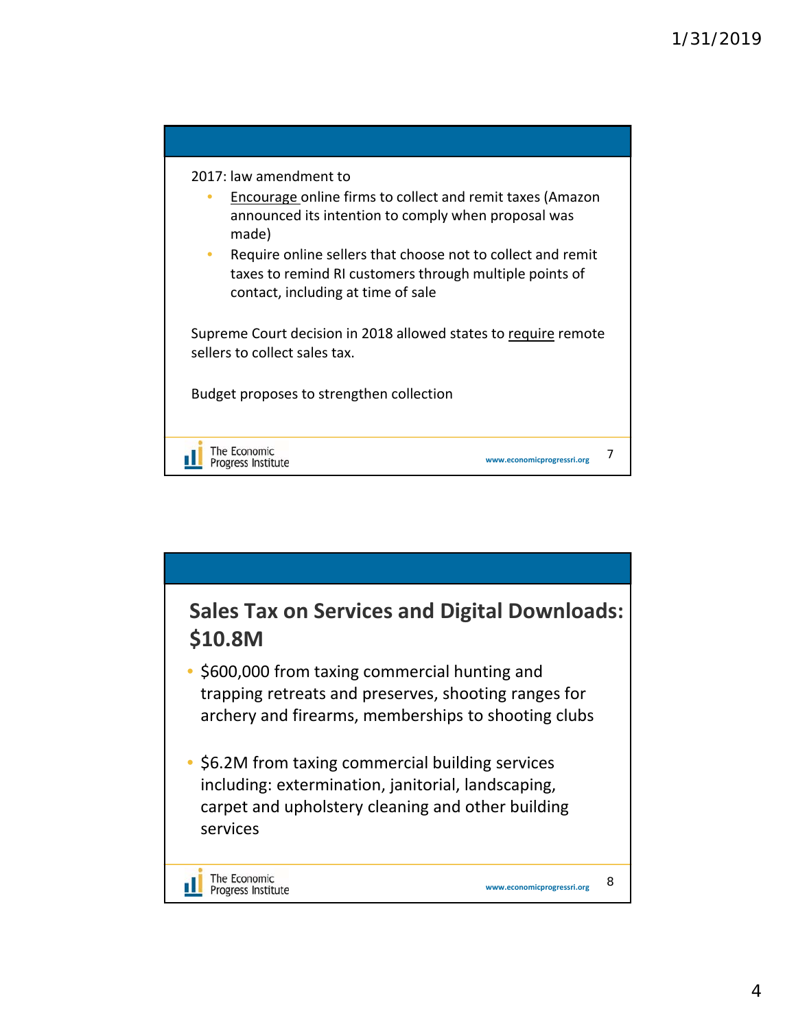2017: law amendment to

- Encourage online firms to collect and remit taxes (Amazon announced its intention to comply when proposal was made)
- Require online sellers that choose not to collect and remit taxes to remind RI customers through multiple points of contact, including at time of sale

Supreme Court decision in 2018 allowed states to require remote sellers to collect sales tax.

Budget proposes to strengthen collection

## Sales Tax on Services and Digital Downloads: $10.8M

- $600,000 from taxing commercial hunting and trapping retreats and preserves, shooting ranges for archery and firearms, memberships to shooting clubs
- $6.2M from taxing commercial building services including: extermination, janitorial, landscaping, carpet and upholstery cleaning and other building services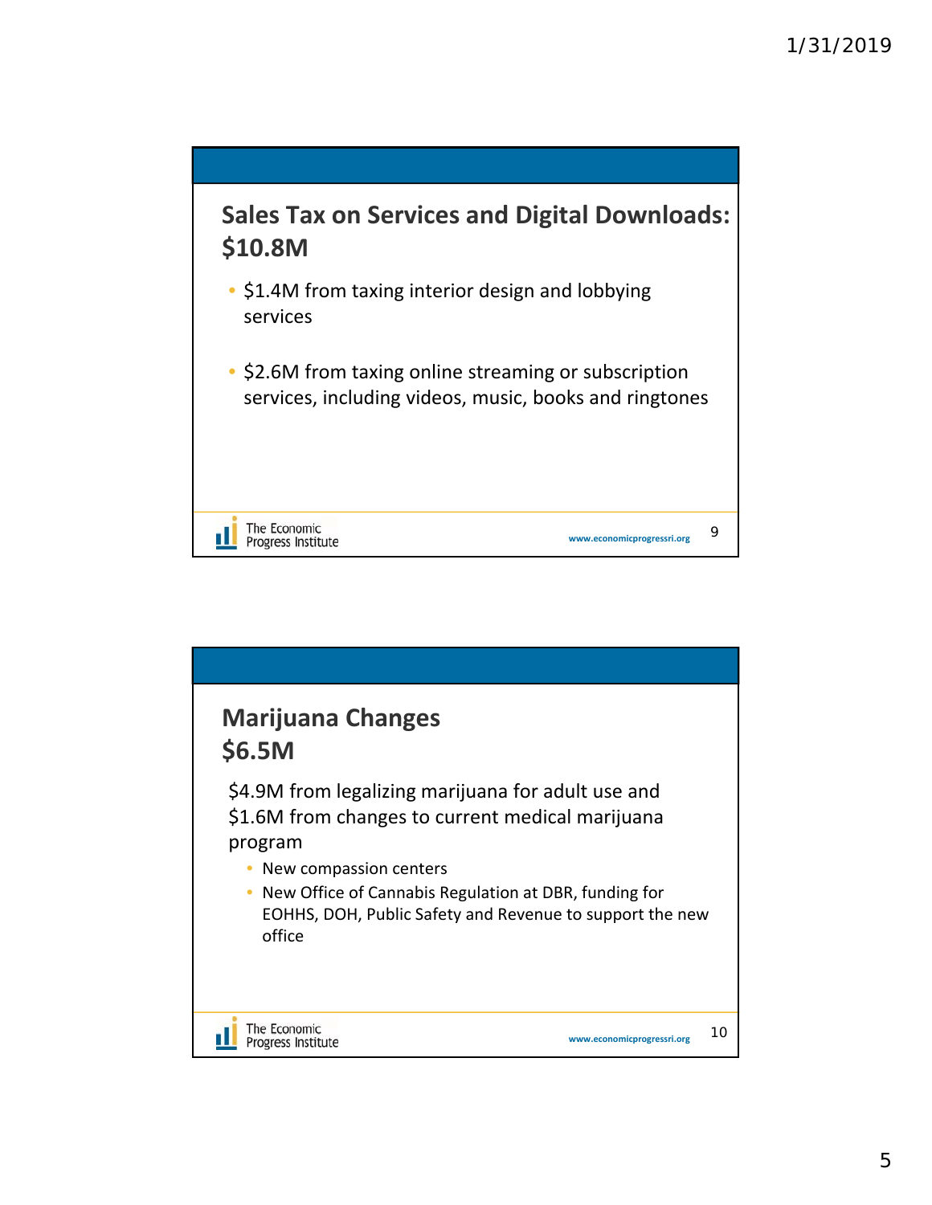## Sales Tax on Services and Digital Downloads: $10.8M

- $1.4M from taxing interior design and lobbying services
- $2.6M from taxing online streaming or subscription services, including videos, music, books and ringtones

## Marijuana Changes $6.5M

$4.9M from legalizing marijuana for adult use and $1.6M from changes to current medical marijuana program

- New compassion centers
- New Office of Cannabis Regulation at DBR, funding for EOHHS, DOH, Public Safety and Revenue to support the new office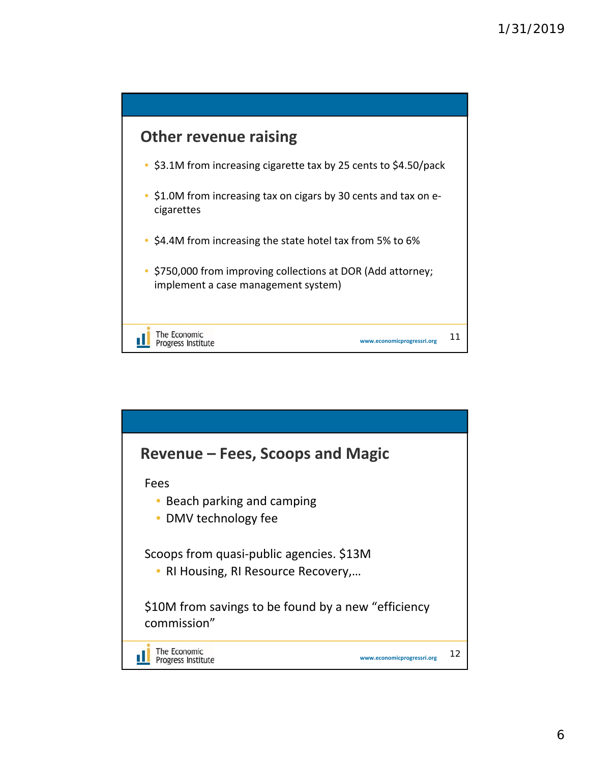## Other revenue raising

- $3.1M from increasing cigarette tax by 25 cents to $4.50/pack
- $1.0M from increasing tax on cigars by 30 cents and tax on e-cigarettes
- $4.4M from increasing the state hotel tax from 5% to 6%
- $750,000 from improving collections at DOR (Add attorney; implement a case management system)

The Economic Progress Institute www.economicprogressri.org

## Revenue – Fees, Scoops and Magic

Fees

- Beach parking and camping
- DMV technology fee

Scoops from quasi-public agencies. $13M

- RI Housing, RI Resource Recovery,…

$10M from savings to be found by a new "efficiency commission"

The Economic Progress Institute www.economicprogressri.org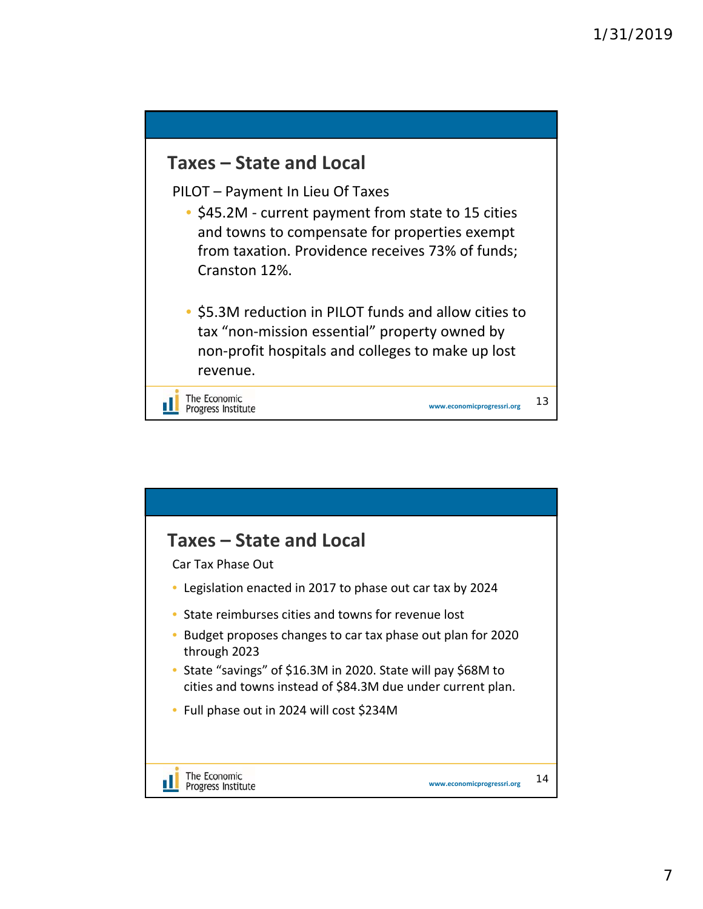## Taxes – State and Local

PILOT – Payment In Lieu Of Taxes

- $45.2M - current payment from state to 15 cities and towns to compensate for properties exempt from taxation. Providence receives 73% of funds; Cranston 12%.
- $5.3M reduction in PILOT funds and allow cities to tax "non-mission essential" property owned by non-profit hospitals and colleges to make up lost revenue.

The Economic Progress Institute

www.economicprogressri.org

## Taxes – State and Local

Car Tax Phase Out

- Legislation enacted in 2017 to phase out car tax by 2024
- State reimburses cities and towns for revenue lost
- Budget proposes changes to car tax phase out plan for 2020 through 2023
- State "savings" of $16.3M in 2020. State will pay $68M to cities and towns instead of $84.3M due under current plan.
- Full phase out in 2024 will cost $234M

The Economic Progress Institute

www.economicprogressri.org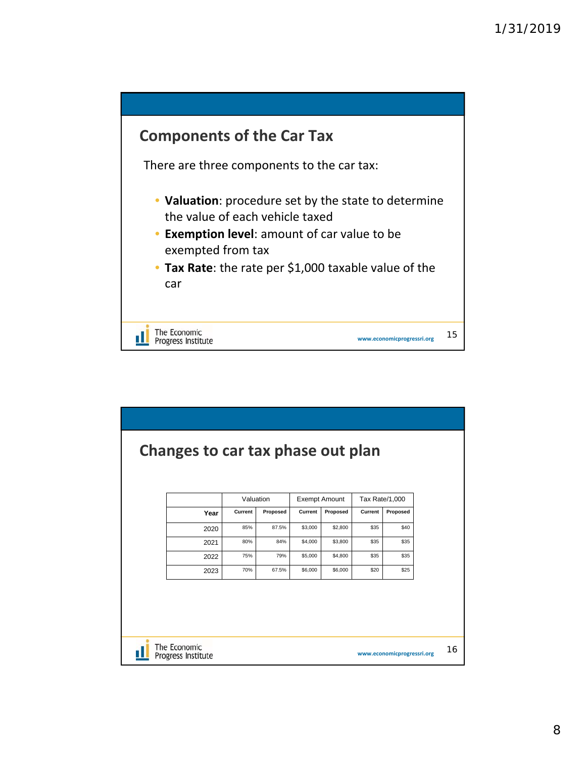## Components of the Car Tax

There are three components to the car tax:

- **Valuation**: procedure set by the state to determine the value of each vehicle taxed
- **Exemption level**: amount of car value to be exempted from tax
- **Tax Rate**: the rate per $1,000 taxable value of the car

The Economic Progress Institute

www.economicprogressri.org

## Changes to car tax phase out plan

| | Valuation | | Exempt Amount | | Tax Rate/1,000 | |
|---|---|---|---|---|---|---|
| Year | Current | Proposed | Current | Proposed | Current | Proposed |
| 2020 | 85% | 87.5% | $3,000 | $2,800 | $35 | $40 |
| 2021 | 80% | 84% | $4,000 | $3,800 | $35 | $35 |
| 2022 | 75% | 79% | $5,000 | $4,800 | $35 | $35 |
| 2023 | 70% | 67.5% | $6,000 | $6,000 | $20 | $25 |

The Economic Progress Institute

www.economicprogressri.org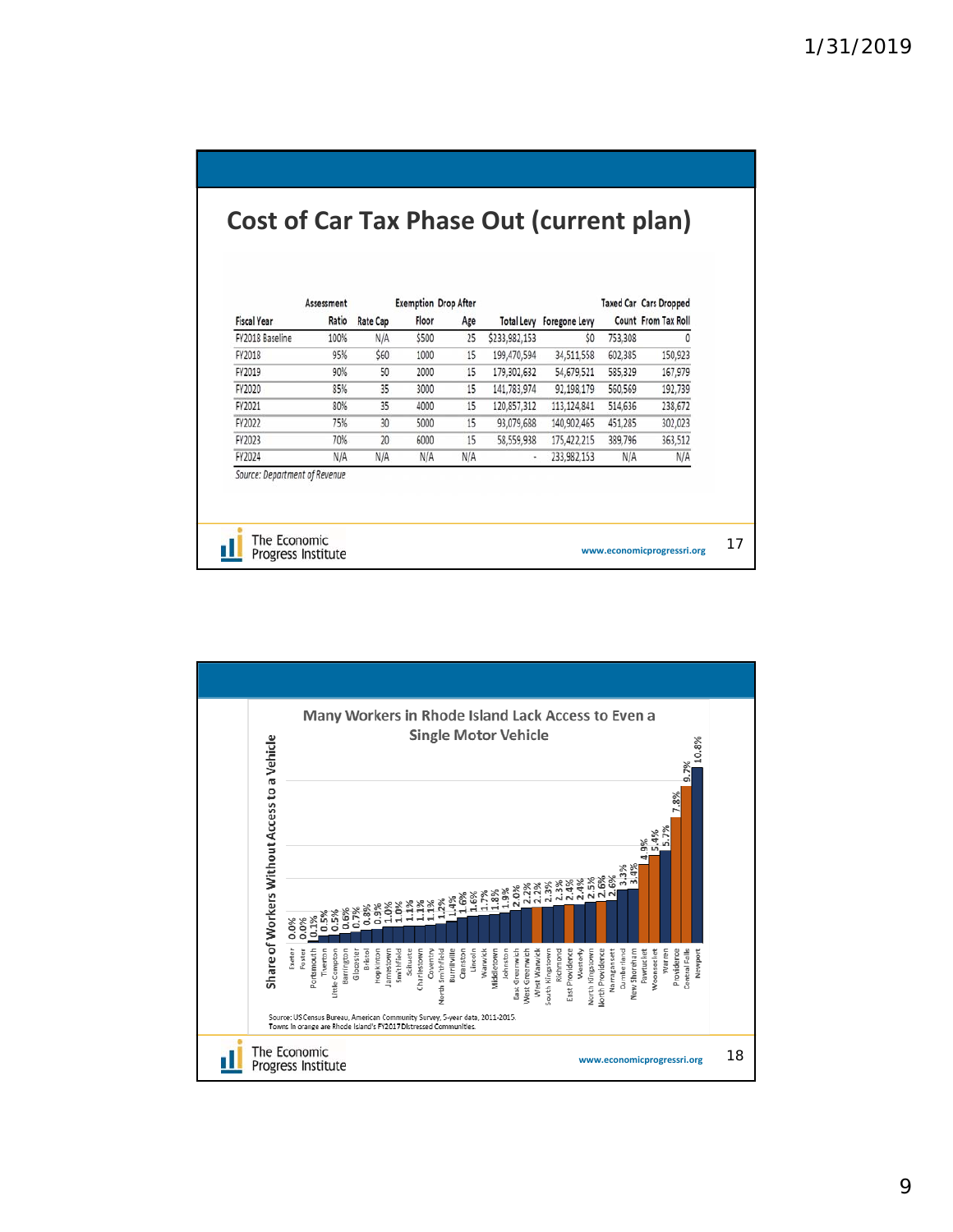## Cost of Car Tax Phase Out (current plan)

| Fiscal Year | Assessment Ratio | Rate Cap | Exemption Floor | Drop After Age | Total Levy | Foregone Levy | Taxed Car Count | Cars Dropped From Tax Roll |
|---|---|---|---|---|---|---|---|---|
| FY2018 Baseline | 100% | N/A | $500 | 25 | $233,982,153 | $0 | 753,308 | 0 |
| FY2018 | 95% | $60 | 1000 | 15 | 199,470,594 | 34,511,558 | 602,385 | 150,923 |
| FY2019 | 90% | 50 | 2000 | 15 | 179,302,632 | 54,679,521 | 585,329 | 167,979 |
| FY2020 | 85% | 35 | 3000 | 15 | 141,783,974 | 92,198,179 | 560,569 | 192,739 |
| FY2021 | 80% | 35 | 4000 | 15 | 120,857,312 | 113,124,841 | 514,636 | 238,672 |
| FY2022 | 75% | 30 | 5000 | 15 | 93,079,688 | 140,902,465 | 451,285 | 302,023 |
| FY2023 | 70% | 20 | 6000 | 15 | 58,559,938 | 175,422,215 | 389,796 | 363,512 |
| FY2024 | N/A | N/A | N/A | N/A | - | 233,982,153 | N/A | N/A |

*Source: Department of Revenue*

The Economic Progress Institute

www.economicprogressri.org

### Many Workers in Rhode Island Lack Access to Even a Single Motor Vehicle

| Town | Share of Workers Without Access to a Vehicle |
|---|---|
| Exeter | 0.0% |
| Foster | 0.0% |
| Portsmouth | 0.1% |
| Tiverton | 0.5% |
| Little Compton | 0.5% |
| Barrington | 0.6% |
| Glocester | 0.7% |
| Bristol | 0.8% |
| Hopkinton | 0.9% |
| Jamestown | 1.0% |
| Smithfield | 1.0% |
| Scituate | 1.1% |
| Charlestown | 1.1% |
| Coventry | 1.1% |
| North Smithfield | 1.2% |
| Burrillville | 1.4% |
| Cranston | 1.6% |
| Lincoln | 1.6% |
| Warwick | 1.7% |
| Middletown | 1.8% |
| Johnston | 1.9% |
| East Greenwich | 2.0% |
| West Greenwich | 2.2% |
| West Warwick | 2.2% |
| South Kingstown | 2.3% |
| Richmond | 2.3% |
| East Providence | 2.4% |
| Westerly | 2.4% |
| North Kingstown | 2.5% |
| North Providence | 2.6% |
| Narragansett | 2.6% |
| Cumberland | 3.3% |
| New Shoreham | 3.4% |
| Pawtucket | 4.9% |
| Woonsocket | 5.4% |
| Warren | 5.7% |
| Providence | 7.8% |
| Central Falls | 9.7% |
| Newport | 10.8% |

Source: US Census Bureau, American Community Survey, 5-year data, 2011-2015.
Towns in orange are Rhode Island's FY2017 Distressed Communities.

The Economic Progress Institute

www.economicprogressri.org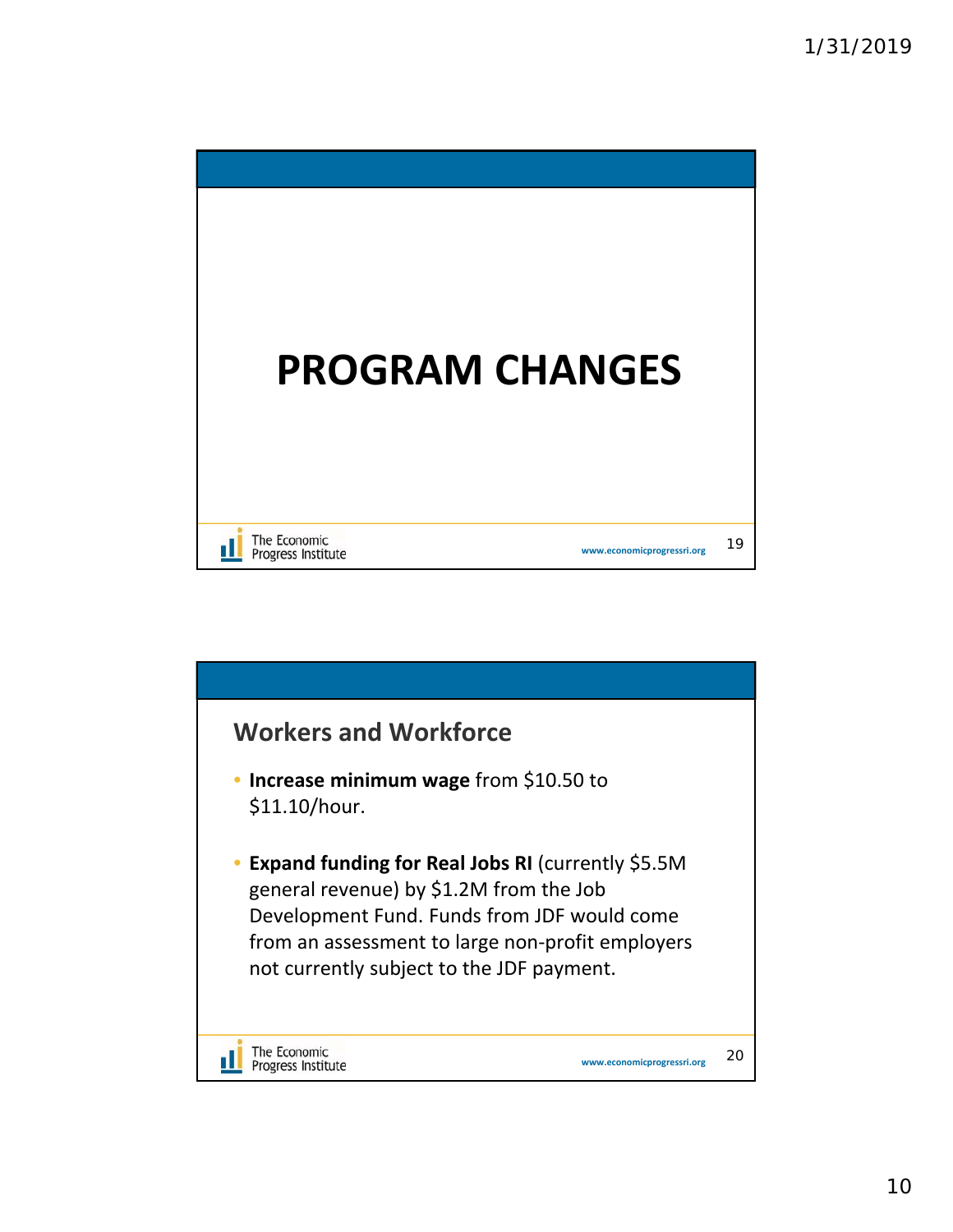# PROGRAM CHANGES

## Workers and Workforce

- **Increase minimum wage** from $10.50 to $11.10/hour.
- **Expand funding for Real Jobs RI** (currently $5.5M general revenue) by $1.2M from the Job Development Fund. Funds from JDF would come from an assessment to large non-profit employers not currently subject to the JDF payment.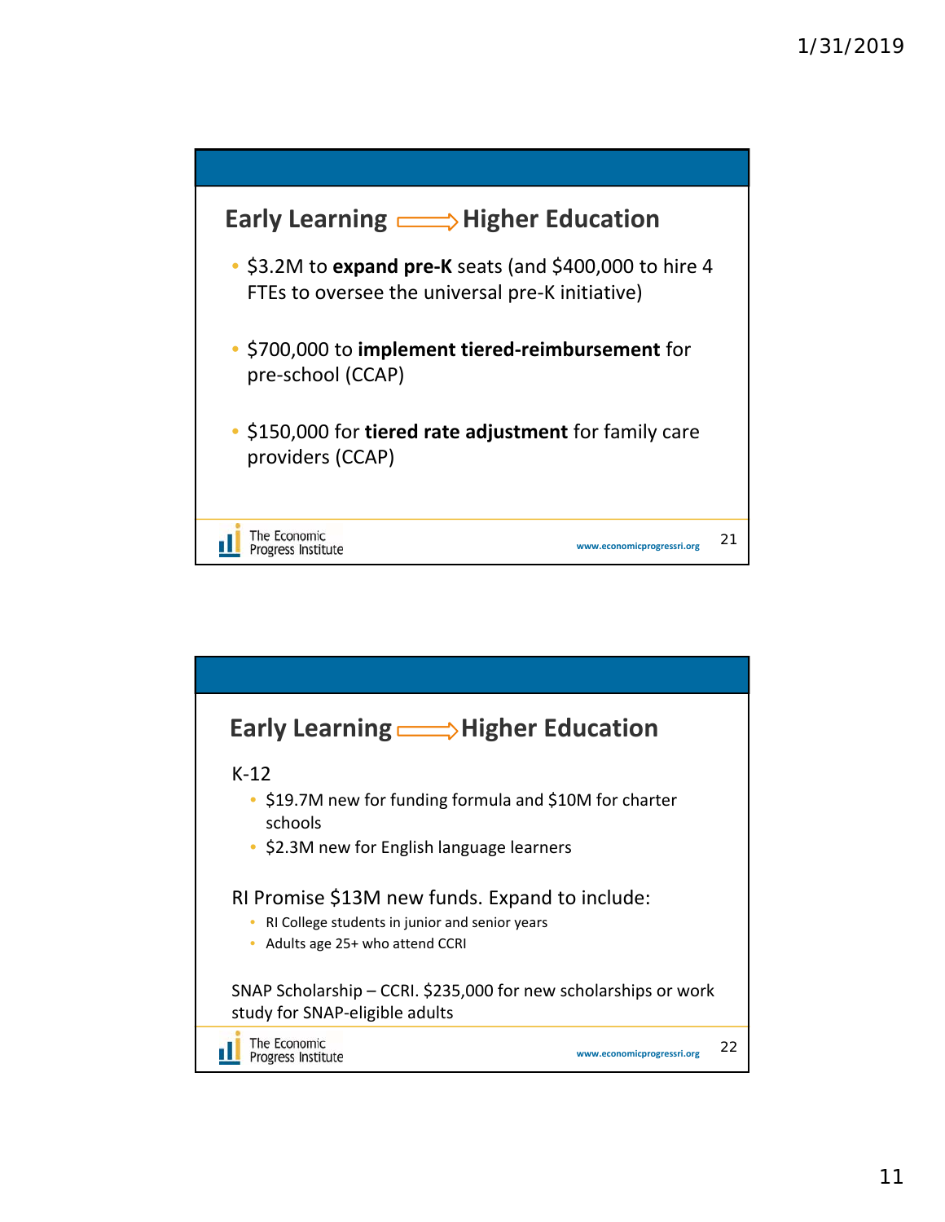## Early Learning → Higher Education

- $3.2M to **expand pre-K** seats (and $400,000 to hire 4 FTEs to oversee the universal pre-K initiative)
- $700,000 to **implement tiered-reimbursement** for pre-school (CCAP)
- $150,000 for **tiered rate adjustment** for family care providers (CCAP)

## Early Learning → Higher Education

K-12

- $19.7M new for funding formula and $10M for charter schools
- $2.3M new for English language learners

RI Promise $13M new funds. Expand to include:

- RI College students in junior and senior years
- Adults age 25+ who attend CCRI

SNAP Scholarship – CCRI. $235,000 for new scholarships or work study for SNAP-eligible adults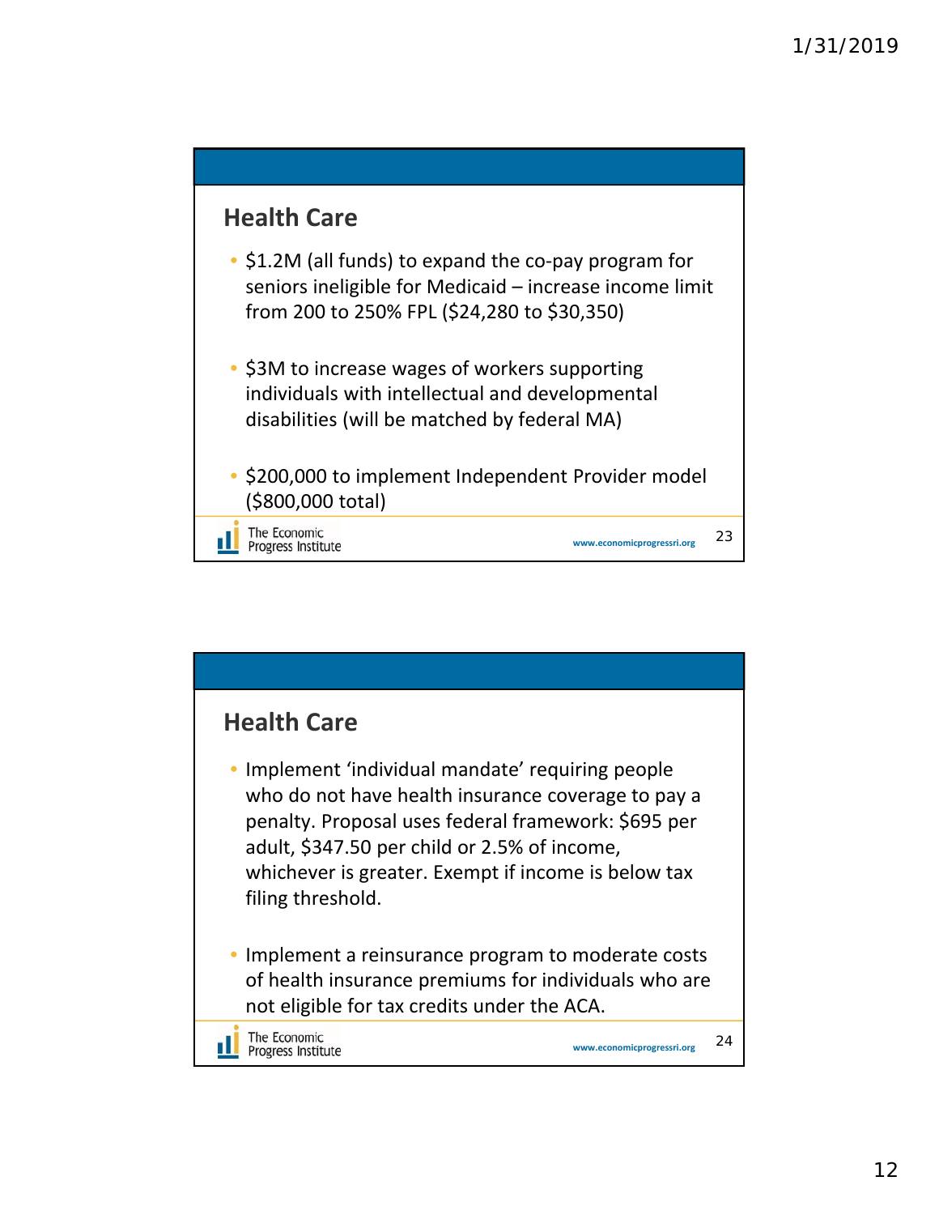## Health Care

- $1.2M (all funds) to expand the co-pay program for seniors ineligible for Medicaid – increase income limit from 200 to 250% FPL ($24,280 to $30,350)
- $3M to increase wages of workers supporting individuals with intellectual and developmental disabilities (will be matched by federal MA)
- $200,000 to implement Independent Provider model ($800,000 total)

The Economic Progress Institute www.economicprogressri.org

## Health Care

- Implement 'individual mandate' requiring people who do not have health insurance coverage to pay a penalty. Proposal uses federal framework: $695 per adult, $347.50 per child or 2.5% of income, whichever is greater. Exempt if income is below tax filing threshold.
- Implement a reinsurance program to moderate costs of health insurance premiums for individuals who are not eligible for tax credits under the ACA.

The Economic Progress Institute www.economicprogressri.org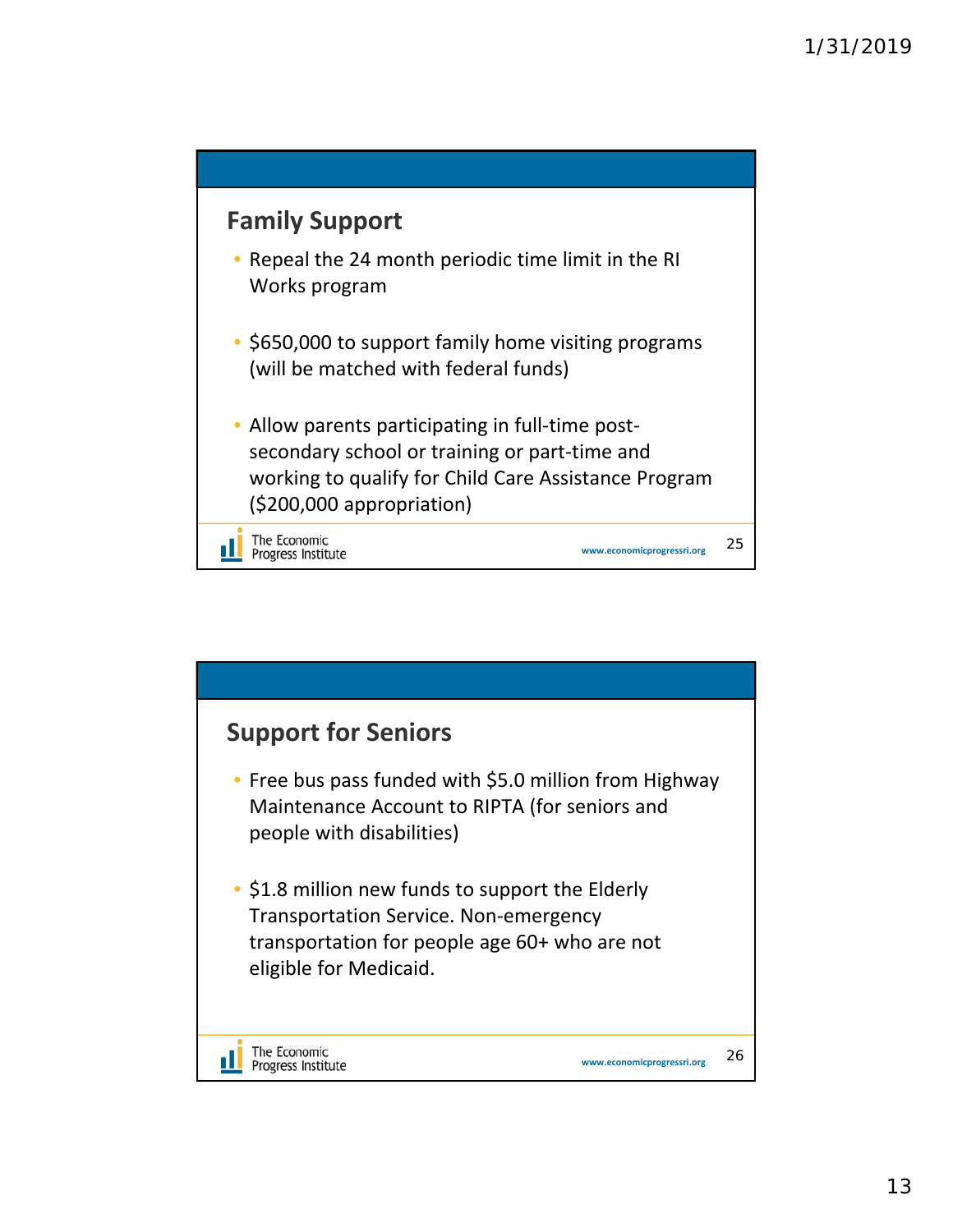## Family Support

- Repeal the 24 month periodic time limit in the RI Works program
- $650,000 to support family home visiting programs (will be matched with federal funds)
- Allow parents participating in full-time post-secondary school or training or part-time and working to qualify for Child Care Assistance Program ($200,000 appropriation)

The Economic Progress Institute www.economicprogressri.org

## Support for Seniors

- Free bus pass funded with $5.0 million from Highway Maintenance Account to RIPTA (for seniors and people with disabilities)
- $1.8 million new funds to support the Elderly Transportation Service. Non-emergency transportation for people age 60+ who are not eligible for Medicaid.

The Economic Progress Institute www.economicprogressri.org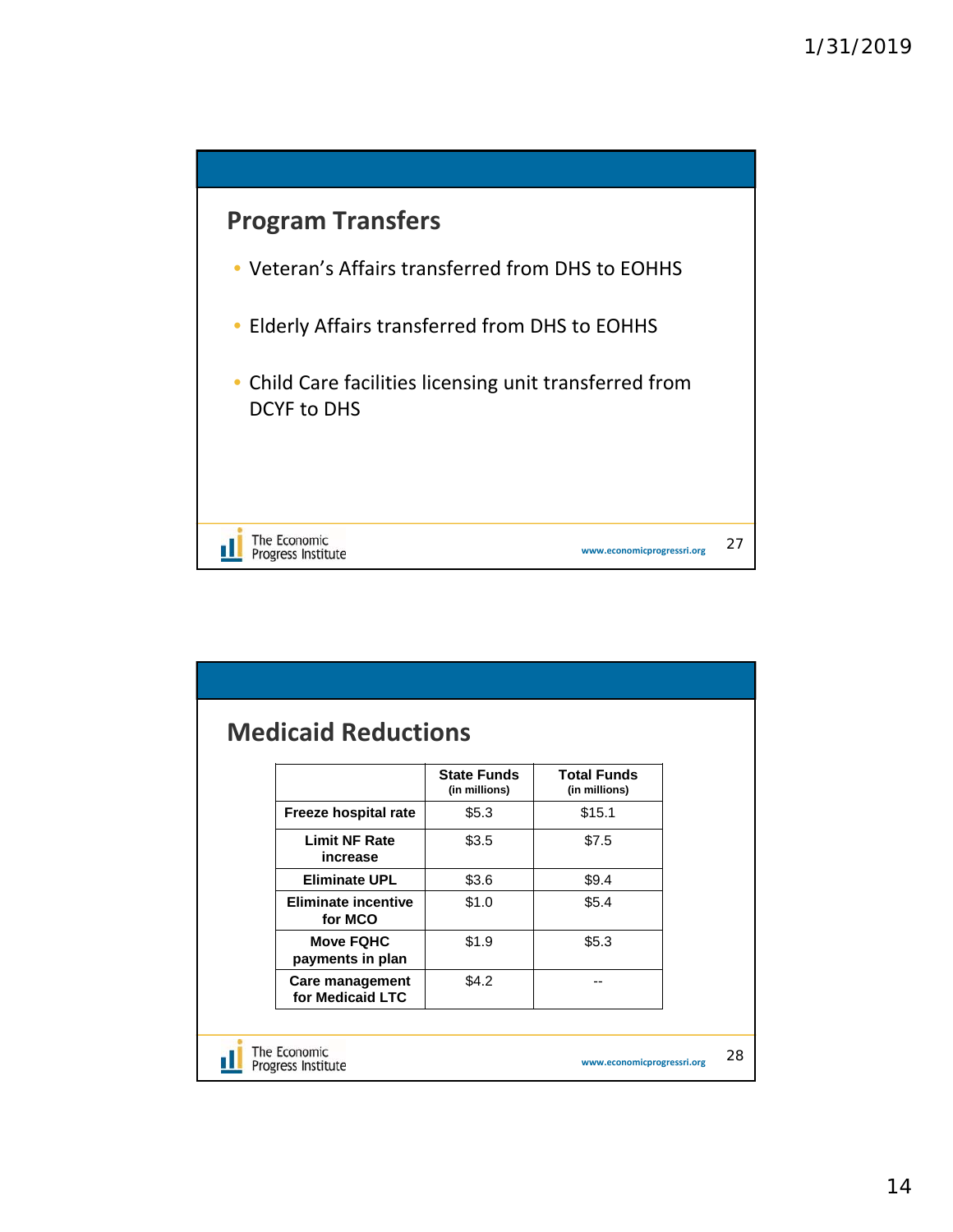## Program Transfers

- Veteran's Affairs transferred from DHS to EOHHS
- Elderly Affairs transferred from DHS to EOHHS
- Child Care facilities licensing unit transferred from DCYF to DHS

## Medicaid Reductions

| | State Funds (in millions) | Total Funds (in millions) |
|---|---|---|
| Freeze hospital rate | $5.3 | $15.1 |
| Limit NF Rate increase | $3.5 | $7.5 |
| Eliminate UPL | $3.6 | $9.4 |
| Eliminate incentive for MCO | $1.0 | $5.4 |
| Move FQHC payments in plan | $1.9 | $5.3 |
| Care management for Medicaid LTC | $4.2 | -- |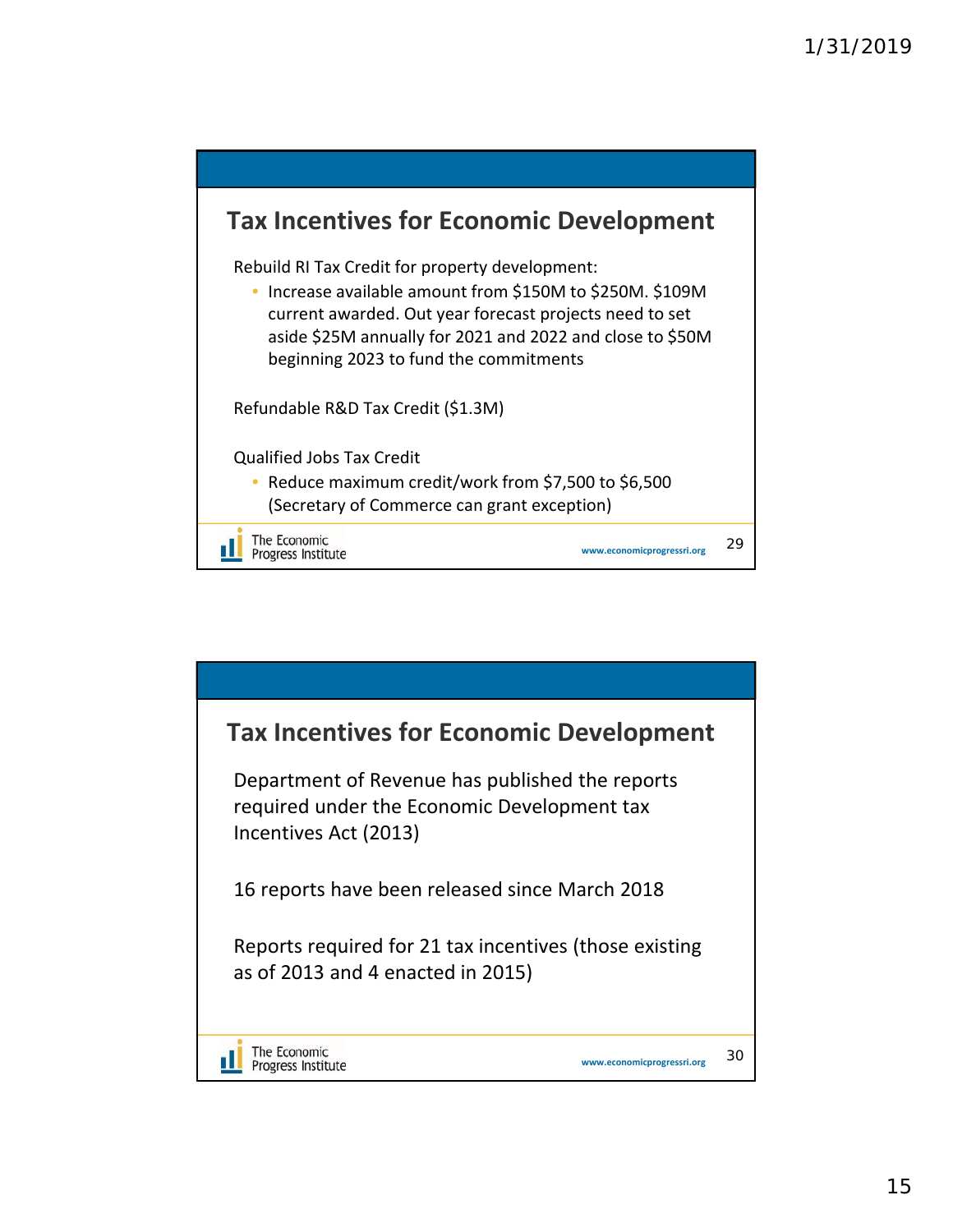## Tax Incentives for Economic Development

Rebuild RI Tax Credit for property development:

- Increase available amount from $150M to $250M. $109M current awarded. Out year forecast projects need to set aside $25M annually for 2021 and 2022 and close to $50M beginning 2023 to fund the commitments

Refundable R&D Tax Credit ($1.3M)

Qualified Jobs Tax Credit

- Reduce maximum credit/work from $7,500 to $6,500 (Secretary of Commerce can grant exception)

## Tax Incentives for Economic Development

Department of Revenue has published the reports required under the Economic Development tax Incentives Act (2013)

16 reports have been released since March 2018

Reports required for 21 tax incentives (those existing as of 2013 and 4 enacted in 2015)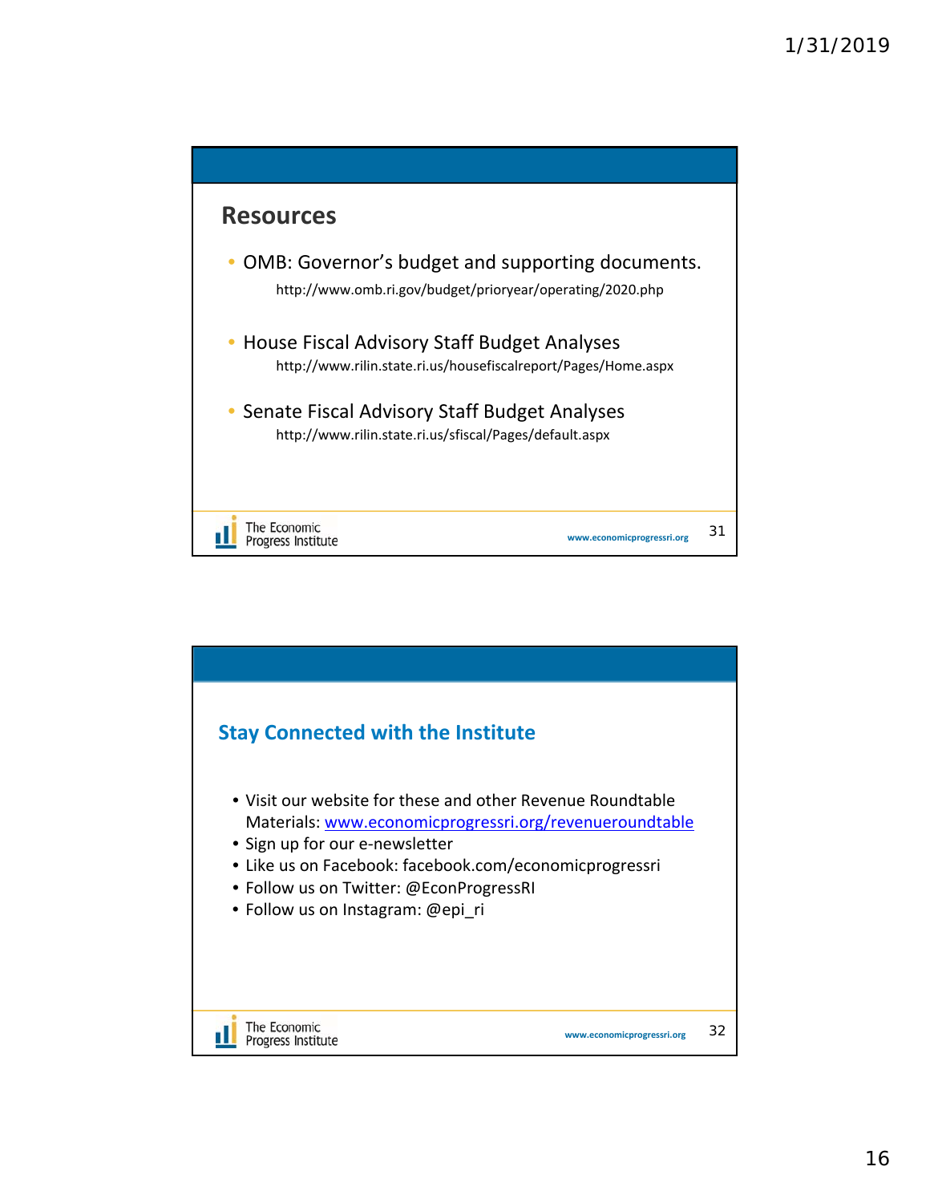## Resources

- OMB: Governor's budget and supporting documents.
  http://www.omb.ri.gov/budget/prioryear/operating/2020.php
- House Fiscal Advisory Staff Budget Analyses
  http://www.rilin.state.ri.us/housefiscalreport/Pages/Home.aspx
- Senate Fiscal Advisory Staff Budget Analyses
  http://www.rilin.state.ri.us/sfiscal/Pages/default.aspx

## Stay Connected with the Institute

- Visit our website for these and other Revenue Roundtable Materials: www.economicprogressri.org/revenueroundtable
- Sign up for our e-newsletter
- Like us on Facebook: facebook.com/economicprogressri
- Follow us on Twitter: @EconProgressRI
- Follow us on Instagram: @epi_ri